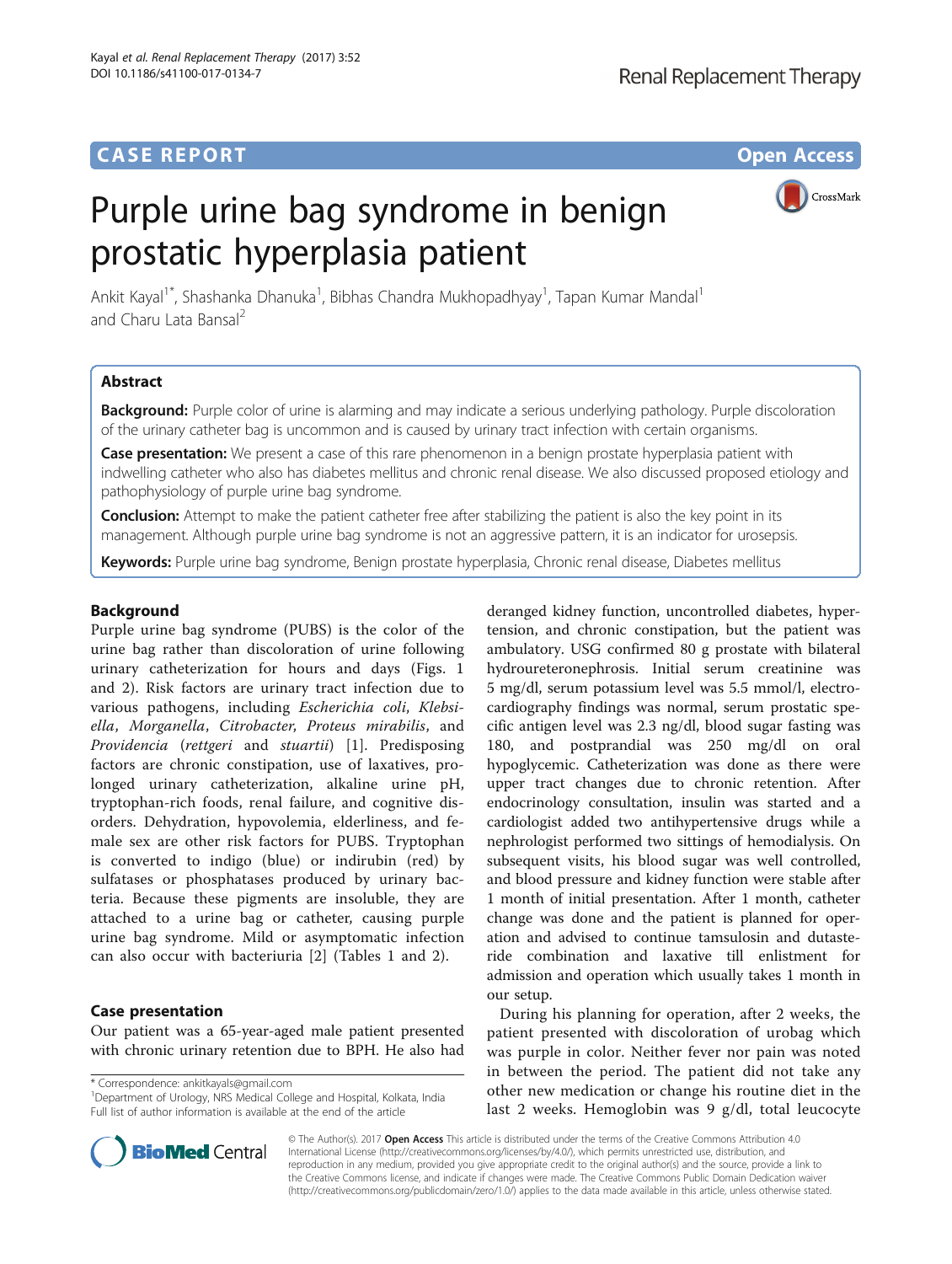# CASE REPORT

**Open Access**

# Purple urine bag syndrome in benign prostatic hyperplasia patient

Ankit Kayal[1*], Shashanka Dhanuka[1], Bibhas Chandra Mukhopadhyay[1], Tapan Kumar Mandal[1] and Charu Lata Bansal[2]

## Abstract

**Background:** Purple color of urine is alarming and may indicate a serious underlying pathology. Purple discoloration of the urinary catheter bag is uncommon and is caused by urinary tract infection with certain organisms.

**Case presentation:** We present a case of this rare phenomenon in a benign prostate hyperplasia patient with indwelling catheter who also has diabetes mellitus and chronic renal disease. We also discussed proposed etiology and pathophysiology of purple urine bag syndrome.

**Conclusion:** Attempt to make the patient catheter free after stabilizing the patient is also the key point in its management. Although purple urine bag syndrome is not an aggressive pattern, it is an indicator for urosepsis.

**Keywords:** Purple urine bag syndrome, Benign prostate hyperplasia, Chronic renal disease, Diabetes mellitus

## Background

Purple urine bag syndrome (PUBS) is the color of the urine bag rather than discoloration of urine following urinary catheterization for hours and days (Figs. 1 and 2). Risk factors are urinary tract infection due to various pathogens, including *Escherichia coli*, *Klebsiella*, *Morganella*, *Citrobacter*, *Proteus mirabilis*, and *Providencia* (*rettgeri* and *stuartii*) [1]. Predisposing factors are chronic constipation, use of laxatives, prolonged urinary catheterization, alkaline urine pH, tryptophan-rich foods, renal failure, and cognitive disorders. Dehydration, hypovolemia, elderliness, and female sex are other risk factors for PUBS. Tryptophan is converted to indigo (blue) or indirubin (red) by sulfatases or phosphatases produced by urinary bacteria. Because these pigments are insoluble, they are attached to a urine bag or catheter, causing purple urine bag syndrome. Mild or asymptomatic infection can also occur with bacteriuria [2] (Tables 1 and 2).

## Case presentation

Our patient was a 65-year-aged male patient presented with chronic urinary retention due to BPH. He also had deranged kidney function, uncontrolled diabetes, hypertension, and chronic constipation, but the patient was ambulatory. USG confirmed 80 g prostate with bilateral hydroureteronephrosis. Initial serum creatinine was 5 mg/dl, serum potassium level was 5.5 mmol/l, electrocardiography findings was normal, serum prostatic specific antigen level was 2.3 ng/dl, blood sugar fasting was 180, and postprandial was 250 mg/dl on oral hypoglycemic. Catheterization was done as there were upper tract changes due to chronic retention. After endocrinology consultation, insulin was started and a cardiologist added two antihypertensive drugs while a nephrologist performed two sittings of hemodialysis. On subsequent visits, his blood sugar was well controlled, and blood pressure and kidney function were stable after 1 month of initial presentation. After 1 month, catheter change was done and the patient is planned for operation and advised to continue tamsulosin and dutasteride combination and laxative till enlistment for admission and operation which usually takes 1 month in our setup.

During his planning for operation, after 2 weeks, the patient presented with discoloration of urobag which was purple in color. Neither fever nor pain was noted in between the period. The patient did not take any other new medication or change his routine diet in the last 2 weeks. Hemoglobin was 9 g/dl, total leucocyte

\* Correspondence: ankitkayals@gmail.com
[1]Department of Urology, NRS Medical College and Hospital, Kolkata, India
Full list of author information is available at the end of the article

© The Author(s). 2017 **Open Access** This article is distributed under the terms of the Creative Commons Attribution 4.0 International License (http://creativecommons.org/licenses/by/4.0/), which permits unrestricted use, distribution, and reproduction in any medium, provided you give appropriate credit to the original author(s) and the source, provide a link to the Creative Commons license, and indicate if changes were made. The Creative Commons Public Domain Dedication waiver (http://creativecommons.org/publicdomain/zero/1.0/) applies to the data made available in this article, unless otherwise stated.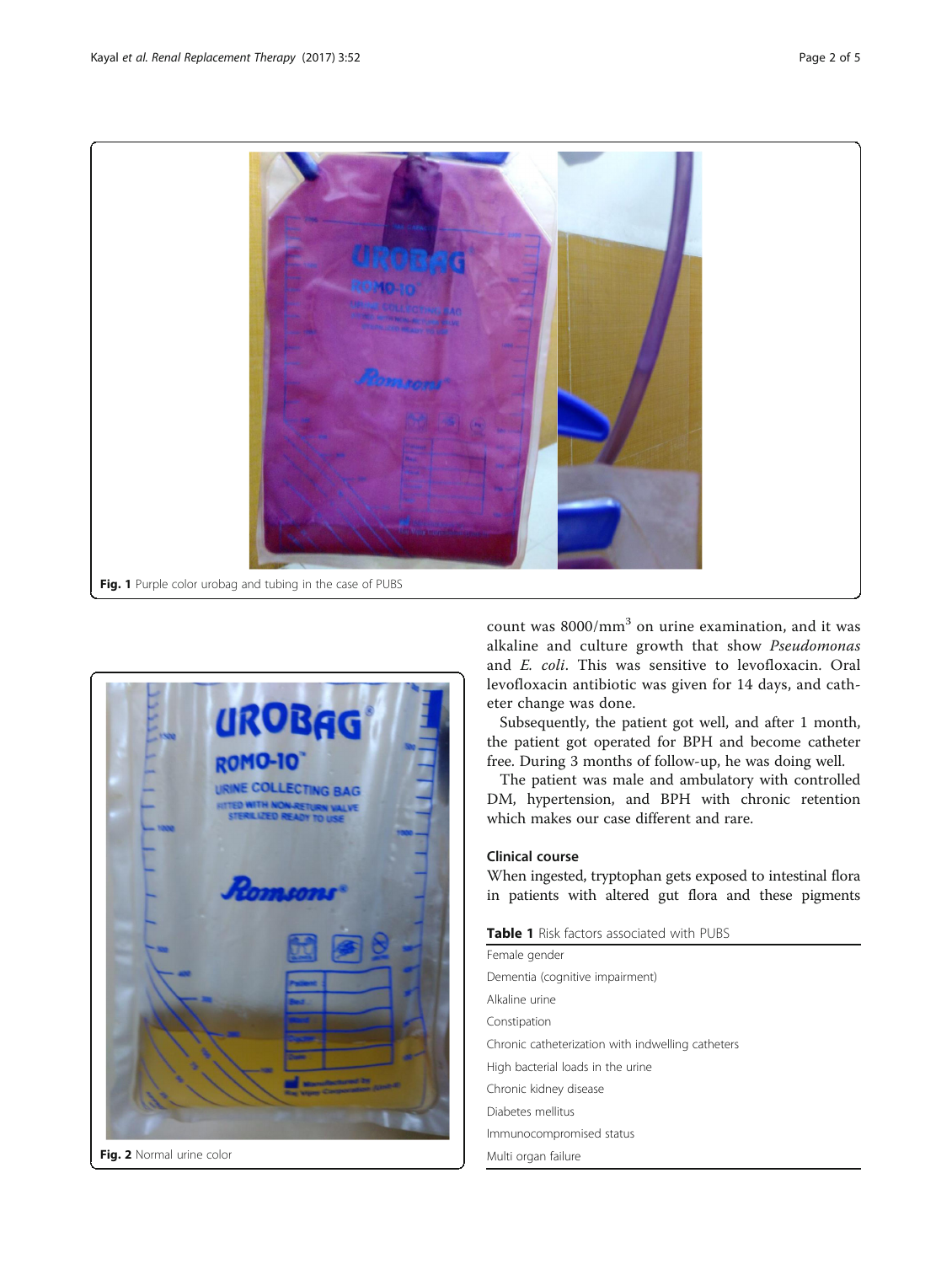Fig. 1 Purple color urobag and tubing in the case of PUBS

Fig. 2 Normal urine color

count was 8000/mm$^3$ on urine examination, and it was alkaline and culture growth that show *Pseudomonas* and *E. coli*. This was sensitive to levofloxacin. Oral levofloxacin antibiotic was given for 14 days, and catheter change was done.

Subsequently, the patient got well, and after 1 month, the patient got operated for BPH and become catheter free. During 3 months of follow-up, he was doing well.

The patient was male and ambulatory with controlled DM, hypertension, and BPH with chronic retention which makes our case different and rare.

## Clinical course

When ingested, tryptophan gets exposed to intestinal flora in patients with altered gut flora and these pigments

**Table 1** Risk factors associated with PUBS

| Risk factors |
| --- |
| Female gender |
| Dementia (cognitive impairment) |
| Alkaline urine |
| Constipation |
| Chronic catheterization with indwelling catheters |
| High bacterial loads in the urine |
| Chronic kidney disease |
| Diabetes mellitus |
| Immunocompromised status |
| Multi organ failure |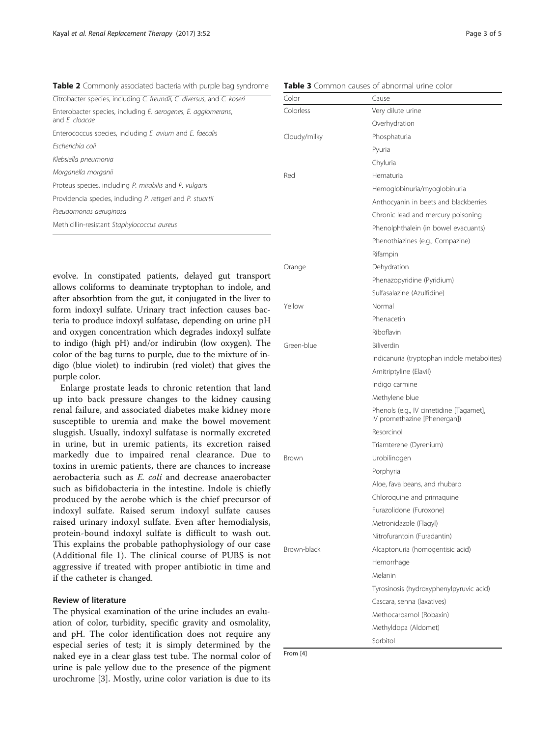**Table 2** Commonly associated bacteria with purple bag syndrome

| |
|---|
| Citrobacter species, including *C. freundii*, *C. diversus*, and *C. koseri* |
| Enterobacter species, including *E. aerogenes*, *E. agglomerans*, and *E. cloacae* |
| Enterococcus species, including *E. avium* and *E. faecalis* |
| *Escherichia coli* |
| *Klebsiella pneumonia* |
| *Morganella morganii* |
| Proteus species, including *P. mirabilis* and *P. vulgaris* |
| Providencia species, including *P. rettgeri* and *P. stuartii* |
| *Pseudomonas aeruginosa* |
| Methicillin-resistant *Staphylococcus aureus* |

evolve. In constipated patients, delayed gut transport allows coliforms to deaminate tryptophan to indole, and after absorbtion from the gut, it conjugated in the liver to form indoxyl sulfate. Urinary tract infection causes bacteria to produce indoxyl sulfatase, depending on urine pH and oxygen concentration which degrades indoxyl sulfate to indigo (high pH) and/or indirubin (low oxygen). The color of the bag turns to purple, due to the mixture of indigo (blue violet) to indirubin (red violet) that gives the purple color.

Enlarge prostate leads to chronic retention that land up into back pressure changes to the kidney causing renal failure, and associated diabetes make kidney more susceptible to uremia and make the bowel movement sluggish. Usually, indoxyl sulfatase is normally excreted in urine, but in uremic patients, its excretion raised markedly due to impaired renal clearance. Due to toxins in uremic patients, there are chances to increase aerobacteria such as *E. coli* and decrease anaerobacter such as bifidobacteria in the intestine. Indole is chiefly produced by the aerobe which is the chief precursor of indoxyl sulfate. Raised serum indoxyl sulfate causes raised urinary indoxyl sulfate. Even after hemodialysis, protein-bound indoxyl sulfate is difficult to wash out. This explains the probable pathophysiology of our case (Additional file 1). The clinical course of PUBS is not aggressive if treated with proper antibiotic in time and if the catheter is changed.

## Review of literature

The physical examination of the urine includes an evaluation of color, turbidity, specific gravity and osmolality, and pH. The color identification does not require any especial series of test; it is simply determined by the naked eye in a clear glass test tube. The normal color of urine is pale yellow due to the presence of the pigment urochrome [3]. Mostly, urine color variation is due to its

**Table 3** Common causes of abnormal urine color

| Color | Cause |
|---|---|
| Colorless | Very dilute urine |
| | Overhydration |
| Cloudy/milky | Phosphaturia |
| | Pyuria |
| | Chyluria |
| Red | Hematuria |
| | Hemoglobinuria/myoglobinuria |
| | Anthocyanin in beets and blackberries |
| | Chronic lead and mercury poisoning |
| | Phenolphthalein (in bowel evacuants) |
| | Phenothiazines (e.g., Compazine) |
| | Rifampin |
| Orange | Dehydration |
| | Phenazopyridine (Pyridium) |
| | Sulfasalazine (Azulfidine) |
| Yellow | Normal |
| | Phenacetin |
| | Riboflavin |
| Green-blue | Biliverdin |
| | Indicanuria (tryptophan indole metabolites) |
| | Amitriptyline (Elavil) |
| | Indigo carmine |
| | Methylene blue |
| | Phenols (e.g., IV cimetidine [Tagamet], IV promethazine [Phenergan]) |
| | Resorcinol |
| | Triamterene (Dyrenium) |
| Brown | Urobilinogen |
| | Porphyria |
| | Aloe, fava beans, and rhubarb |
| | Chloroquine and primaquine |
| | Furazolidone (Furoxone) |
| | Metronidazole (Flagyl) |
| | Nitrofurantoin (Furadantin) |
| Brown-black | Alcaptonuria (homogentisic acid) |
| | Hemorrhage |
| | Melanin |
| | Tyrosinosis (hydroxyphenylpyruvic acid) |
| | Cascara, senna (laxatives) |
| | Methocarbamol (Robaxin) |
| | Methyldopa (Aldomet) |
| | Sorbitol |

From [4]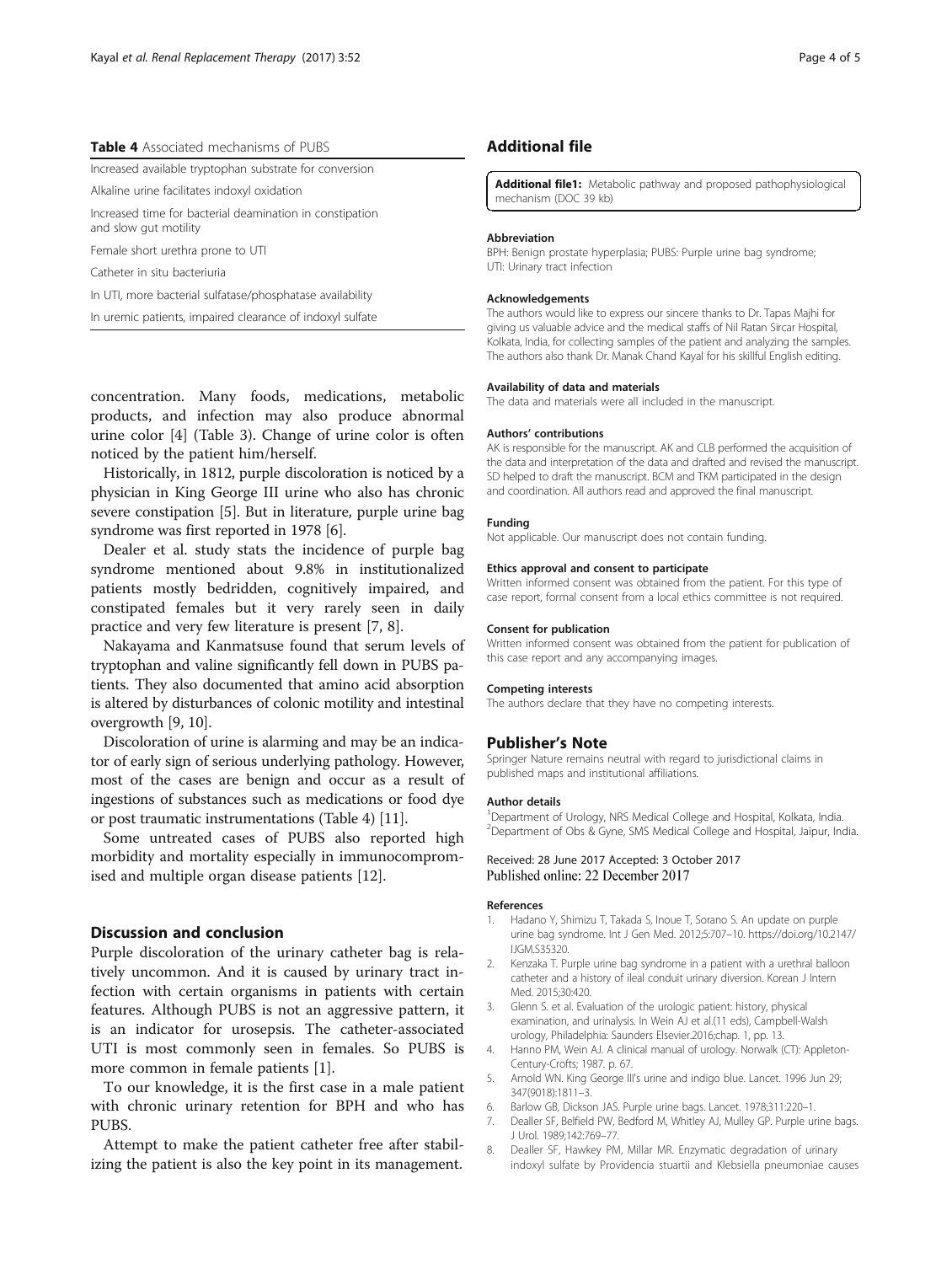**Table 4** Associated mechanisms of PUBS

| |
|---|
| Increased available tryptophan substrate for conversion |
| Alkaline urine facilitates indoxyl oxidation |
| Increased time for bacterial deamination in constipation and slow gut motility |
| Female short urethra prone to UTI |
| Catheter in situ bacteriuria |
| In UTI, more bacterial sulfatase/phosphatase availability |
| In uremic patients, impaired clearance of indoxyl sulfate |

concentration. Many foods, medications, metabolic products, and infection may also produce abnormal urine color [4] (Table 3). Change of urine color is often noticed by the patient him/herself.

Historically, in 1812, purple discoloration is noticed by a physician in King George III urine who also has chronic severe constipation [5]. But in literature, purple urine bag syndrome was first reported in 1978 [6].

Dealer et al. study stats the incidence of purple bag syndrome mentioned about 9.8% in institutionalized patients mostly bedridden, cognitively impaired, and constipated females but it very rarely seen in daily practice and very few literature is present [7, 8].

Nakayama and Kanmatsuse found that serum levels of tryptophan and valine significantly fell down in PUBS patients. They also documented that amino acid absorption is altered by disturbances of colonic motility and intestinal overgrowth [9, 10].

Discoloration of urine is alarming and may be an indicator of early sign of serious underlying pathology. However, most of the cases are benign and occur as a result of ingestions of substances such as medications or food dye or post traumatic instrumentations (Table 4) [11].

Some untreated cases of PUBS also reported high morbidity and mortality especially in immunocompromised and multiple organ disease patients [12].

## Discussion and conclusion

Purple discoloration of the urinary catheter bag is relatively uncommon. And it is caused by urinary tract infection with certain organisms in patients with certain features. Although PUBS is not an aggressive pattern, it is an indicator for urosepsis. The catheter-associated UTI is most commonly seen in females. So PUBS is more common in female patients [1].

To our knowledge, it is the first case in a male patient with chronic urinary retention for BPH and who has PUBS.

Attempt to make the patient catheter free after stabilizing the patient is also the key point in its management.

## Additional file

**Additional file1:** Metabolic pathway and proposed pathophysiological mechanism (DOC 39 kb)

#### Abbreviation

BPH: Benign prostate hyperplasia; PUBS: Purple urine bag syndrome; UTI: Urinary tract infection

#### Acknowledgements

The authors would like to express our sincere thanks to Dr. Tapas Majhi for giving us valuable advice and the medical staffs of Nil Ratan Sircar Hospital, Kolkata, India, for collecting samples of the patient and analyzing the samples. The authors also thank Dr. Manak Chand Kayal for his skillful English editing.

#### Availability of data and materials

The data and materials were all included in the manuscript.

#### Authors' contributions

AK is responsible for the manuscript. AK and CLB performed the acquisition of the data and interpretation of the data and drafted and revised the manuscript. SD helped to draft the manuscript. BCM and TKM participated in the design and coordination. All authors read and approved the final manuscript.

#### Funding

Not applicable. Our manuscript does not contain funding.

#### Ethics approval and consent to participate

Written informed consent was obtained from the patient. For this type of case report, formal consent from a local ethics committee is not required.

#### Consent for publication

Written informed consent was obtained from the patient for publication of this case report and any accompanying images.

#### Competing interests

The authors declare that they have no competing interests.

## Publisher's Note

Springer Nature remains neutral with regard to jurisdictional claims in published maps and institutional affiliations.

#### Author details

[1]Department of Urology, NRS Medical College and Hospital, Kolkata, India. [2]Department of Obs & Gyne, SMS Medical College and Hospital, Jaipur, India.

Received: 28 June 2017 Accepted: 3 October 2017
Published online: 22 December 2017

#### References

1. Hadano Y, Shimizu T, Takada S, Inoue T, Sorano S. An update on purple urine bag syndrome. Int J Gen Med. 2012;5:707–10. https://doi.org/10.2147/IJGM.S35320.
2. Kenzaka T. Purple urine bag syndrome in a patient with a urethral balloon catheter and a history of ileal conduit urinary diversion. Korean J Intern Med. 2015;30:420.
3. Glenn S. et al. Evaluation of the urologic patient: history, physical examination, and urinalysis. In Wein AJ et al.(11 eds), Campbell-Walsh urology, Philadelphia: Saunders Elsevier.2016;chap. 1, pp. 13.
4. Hanno PM, Wein AJ. A clinical manual of urology. Norwalk (CT): Appleton-Century-Crofts; 1987. p. 67.
5. Arnold WN. King George III's urine and indigo blue. Lancet. 1996 Jun 29; 347(9018):1811–3.
6. Barlow GB, Dickson JAS. Purple urine bags. Lancet. 1978;311:220–1.
7. Dealler SF, Belfield PW, Bedford M, Whitley AJ, Mulley GP. Purple urine bags. J Urol. 1989;142:769–77.
8. Dealler SF, Hawkey PM, Millar MR. Enzymatic degradation of urinary indoxyl sulfate by Providencia stuartii and Klebsiella pneumoniae causes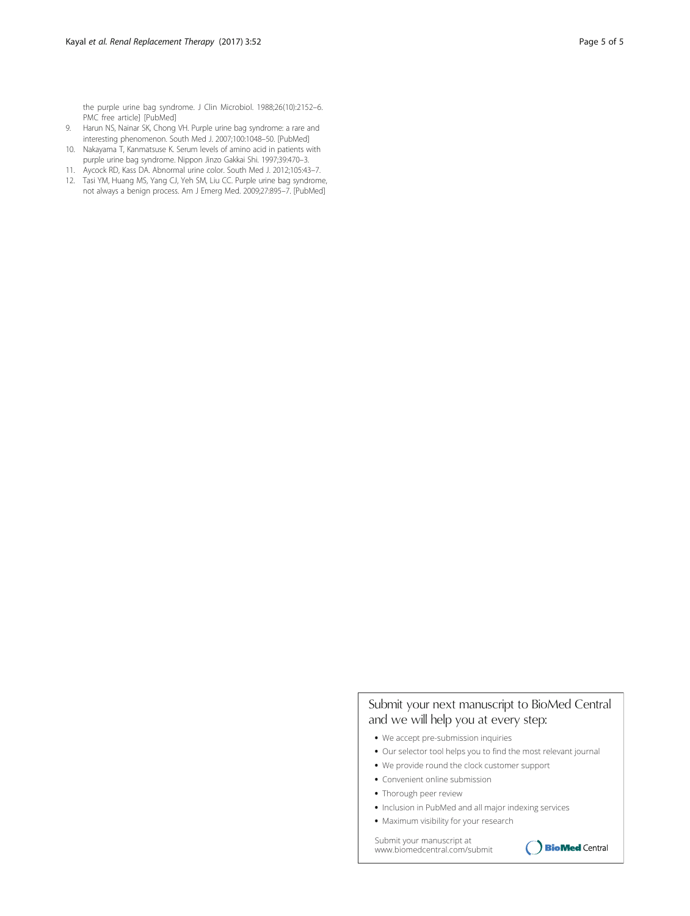the purple urine bag syndrome. J Clin Microbiol. 1988;26(10):2152–6. PMC free article] [PubMed]

9. Harun NS, Nainar SK, Chong VH. Purple urine bag syndrome: a rare and interesting phenomenon. South Med J. 2007;100:1048–50. [PubMed]
10. Nakayama T, Kanmatsuse K. Serum levels of amino acid in patients with purple urine bag syndrome. Nippon Jinzo Gakkai Shi. 1997;39:470–3.
11. Aycock RD, Kass DA. Abnormal urine color. South Med J. 2012;105:43–7.
12. Tasi YM, Huang MS, Yang CJ, Yeh SM, Liu CC. Purple urine bag syndrome, not always a benign process. Am J Emerg Med. 2009;27:895–7. [PubMed]

Submit your next manuscript to BioMed Central and we will help you at every step:

- We accept pre-submission inquiries
- Our selector tool helps you to find the most relevant journal
- We provide round the clock customer support
- Convenient online submission
- Thorough peer review
- Inclusion in PubMed and all major indexing services
- Maximum visibility for your research

Submit your manuscript at
www.biomedcentral.com/submit

BioMed Central